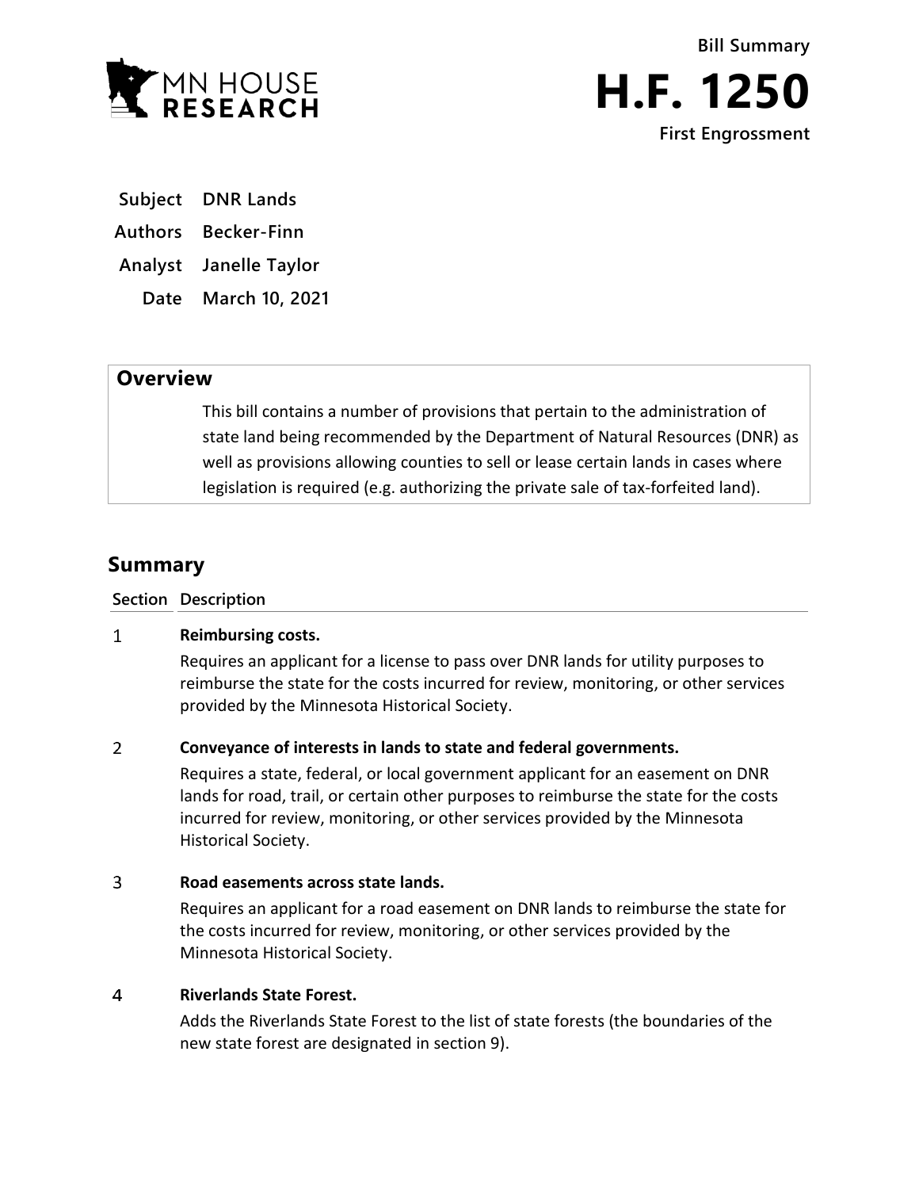MN HOUSE RESEARCH

Bill Summary

# H.F. 1250

First Engrossment

**Subject** DNR Lands

**Authors** Becker-Finn

**Analyst** Janelle Taylor

**Date** March 10, 2021

## Overview

This bill contains a number of provisions that pertain to the administration of state land being recommended by the Department of Natural Resources (DNR) as well as provisions allowing counties to sell or lease certain lands in cases where legislation is required (e.g. authorizing the private sale of tax-forfeited land).

## Summary

| Section | Description |
|---|---|
| 1 | **Reimbursing costs.**<br>Requires an applicant for a license to pass over DNR lands for utility purposes to reimburse the state for the costs incurred for review, monitoring, or other services provided by the Minnesota Historical Society. |
| 2 | **Conveyance of interests in lands to state and federal governments.**<br>Requires a state, federal, or local government applicant for an easement on DNR lands for road, trail, or certain other purposes to reimburse the state for the costs incurred for review, monitoring, or other services provided by the Minnesota Historical Society. |
| 3 | **Road easements across state lands.**<br>Requires an applicant for a road easement on DNR lands to reimburse the state for the costs incurred for review, monitoring, or other services provided by the Minnesota Historical Society. |
| 4 | **Riverlands State Forest.**<br>Adds the Riverlands State Forest to the list of state forests (the boundaries of the new state forest are designated in section 9). |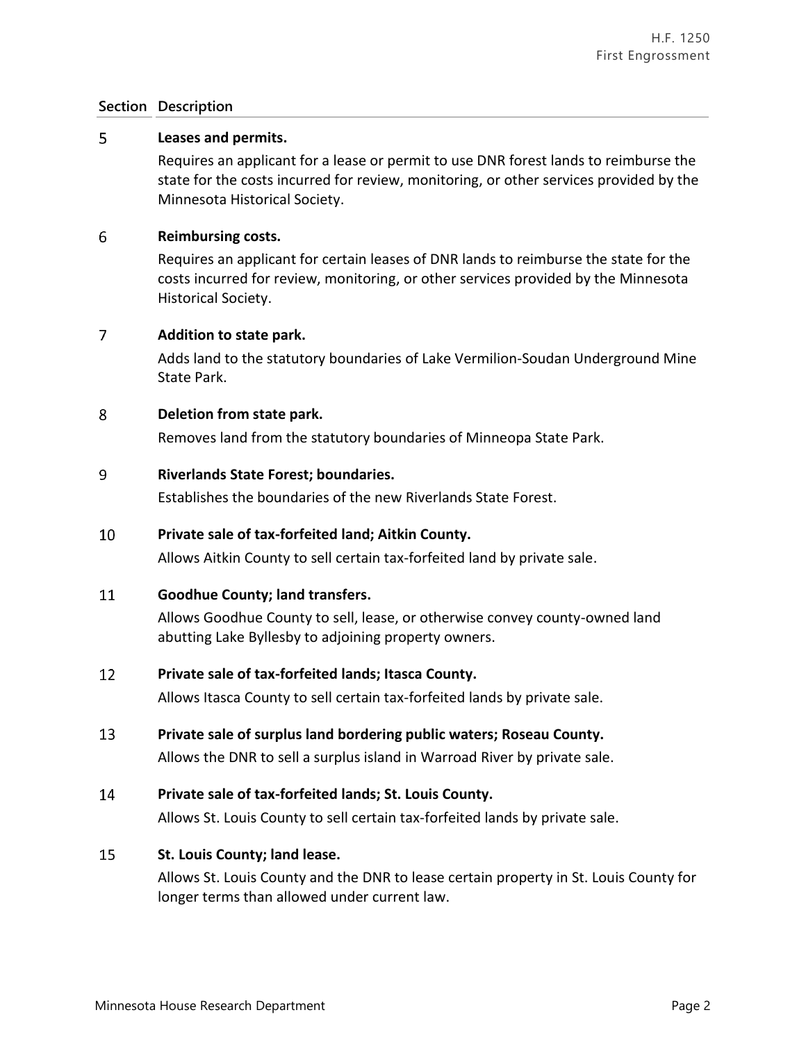| Section | Description |
|---|---|
| 5 | **Leases and permits.**<br>Requires an applicant for a lease or permit to use DNR forest lands to reimburse the state for the costs incurred for review, monitoring, or other services provided by the Minnesota Historical Society. |
| 6 | **Reimbursing costs.**<br>Requires an applicant for certain leases of DNR lands to reimburse the state for the costs incurred for review, monitoring, or other services provided by the Minnesota Historical Society. |
| 7 | **Addition to state park.**<br>Adds land to the statutory boundaries of Lake Vermilion-Soudan Underground Mine State Park. |
| 8 | **Deletion from state park.**<br>Removes land from the statutory boundaries of Minneopa State Park. |
| 9 | **Riverlands State Forest; boundaries.**<br>Establishes the boundaries of the new Riverlands State Forest. |
| 10 | **Private sale of tax-forfeited land; Aitkin County.**<br>Allows Aitkin County to sell certain tax-forfeited land by private sale. |
| 11 | **Goodhue County; land transfers.**<br>Allows Goodhue County to sell, lease, or otherwise convey county-owned land abutting Lake Byllesby to adjoining property owners. |
| 12 | **Private sale of tax-forfeited lands; Itasca County.**<br>Allows Itasca County to sell certain tax-forfeited lands by private sale. |
| 13 | **Private sale of surplus land bordering public waters; Roseau County.**<br>Allows the DNR to sell a surplus island in Warroad River by private sale. |
| 14 | **Private sale of tax-forfeited lands; St. Louis County.**<br>Allows St. Louis County to sell certain tax-forfeited lands by private sale. |
| 15 | **St. Louis County; land lease.**<br>Allows St. Louis County and the DNR to lease certain property in St. Louis County for longer terms than allowed under current law. |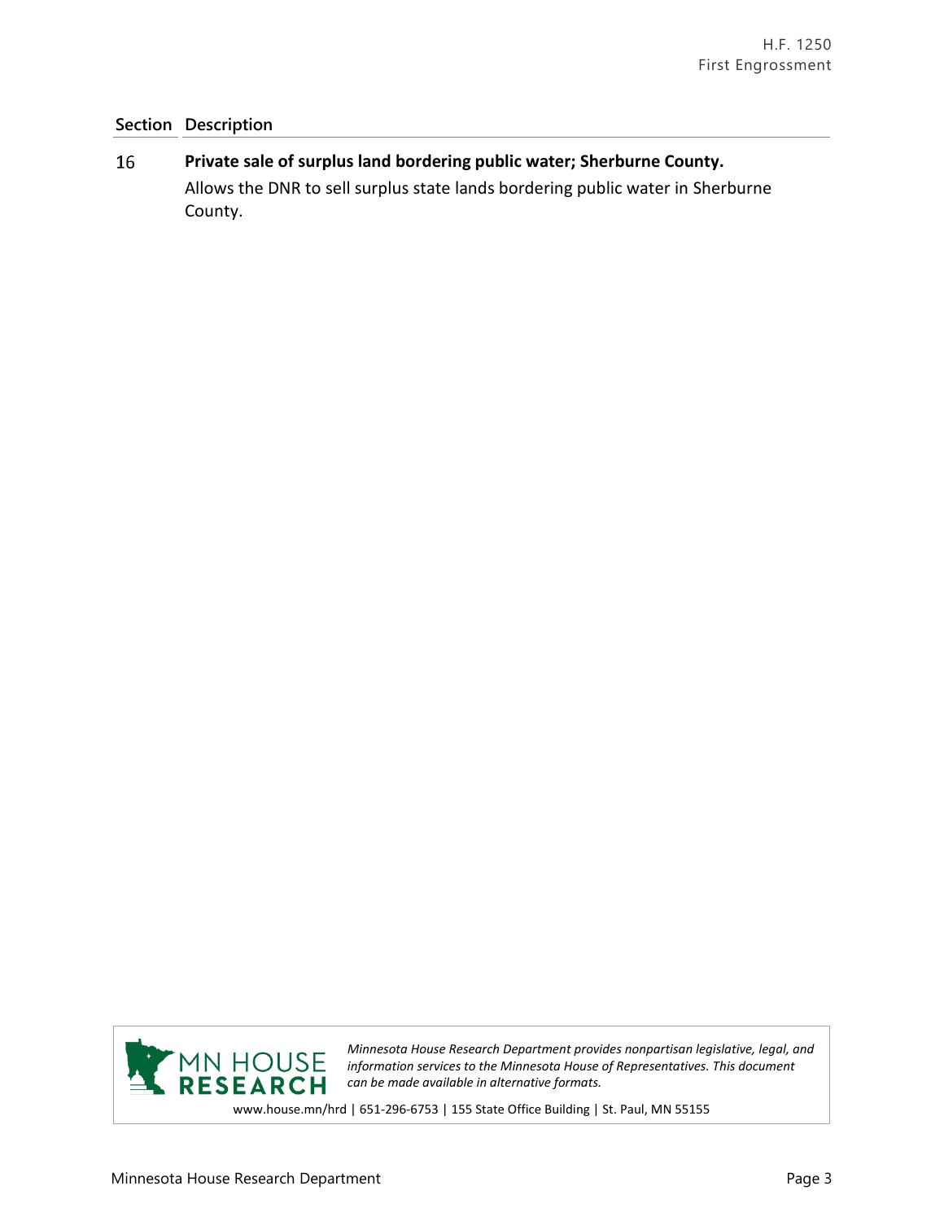| Section | Description |
|---|---|
| 16 | **Private sale of surplus land bordering public water; Sherburne County.** Allows the DNR to sell surplus state lands bordering public water in Sherburne County. |

*Minnesota House Research Department provides nonpartisan legislative, legal, and information services to the Minnesota House of Representatives. This document can be made available in alternative formats.*

www.house.mn/hrd | 651-296-6753 | 155 State Office Building | St. Paul, MN 55155